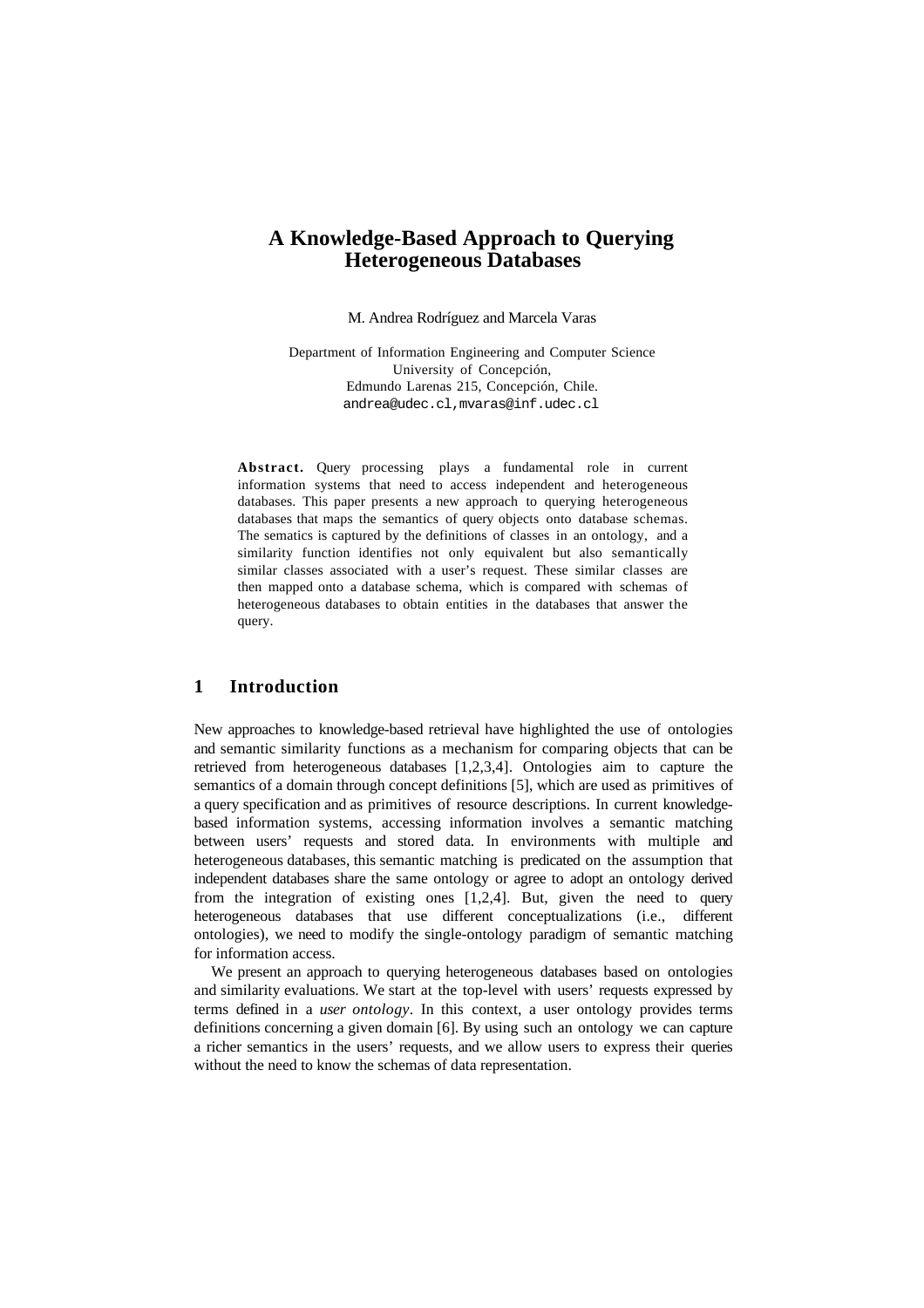// A Knowledge-Based Approach to Querying Heterogeneous Databases

M. Andrea Rodríguez and Marcela Varas

Department of Information Engineering and Computer Science
University of Concepción,
Edmundo Larenas 215, Concepción, Chile.
andrea@udec.cl,mvaras@inf.udec.cl

**Abstract.** Query processing plays a fundamental role in current information systems that need to access independent and heterogeneous databases. This paper presents a new approach to querying heterogeneous databases that maps the semantics of query objects onto database schemas. The sematics is captured by the definitions of classes in an ontology, and a similarity function identifies not only equivalent but also semantically similar classes associated with a user's request. These similar classes are then mapped onto a database schema, which is compared with schemas of heterogeneous databases to obtain entities in the databases that answer the query.

## 1 Introduction

New approaches to knowledge-based retrieval have highlighted the use of ontologies and semantic similarity functions as a mechanism for comparing objects that can be retrieved from heterogeneous databases [1,2,3,4]. Ontologies aim to capture the semantics of a domain through concept definitions [5], which are used as primitives of a query specification and as primitives of resource descriptions. In current knowledge-based information systems, accessing information involves a semantic matching between users' requests and stored data. In environments with multiple and heterogeneous databases, this semantic matching is predicated on the assumption that independent databases share the same ontology or agree to adopt an ontology derived from the integration of existing ones [1,2,4]. But, given the need to query heterogeneous databases that use different conceptualizations (i.e., different ontologies), we need to modify the single-ontology paradigm of semantic matching for information access.

We present an approach to querying heterogeneous databases based on ontologies and similarity evaluations. We start at the top-level with users' requests expressed by terms defined in a *user ontology*. In this context, a user ontology provides terms definitions concerning a given domain [6]. By using such an ontology we can capture a richer semantics in the users' requests, and we allow users to express their queries without the need to know the schemas of data representation.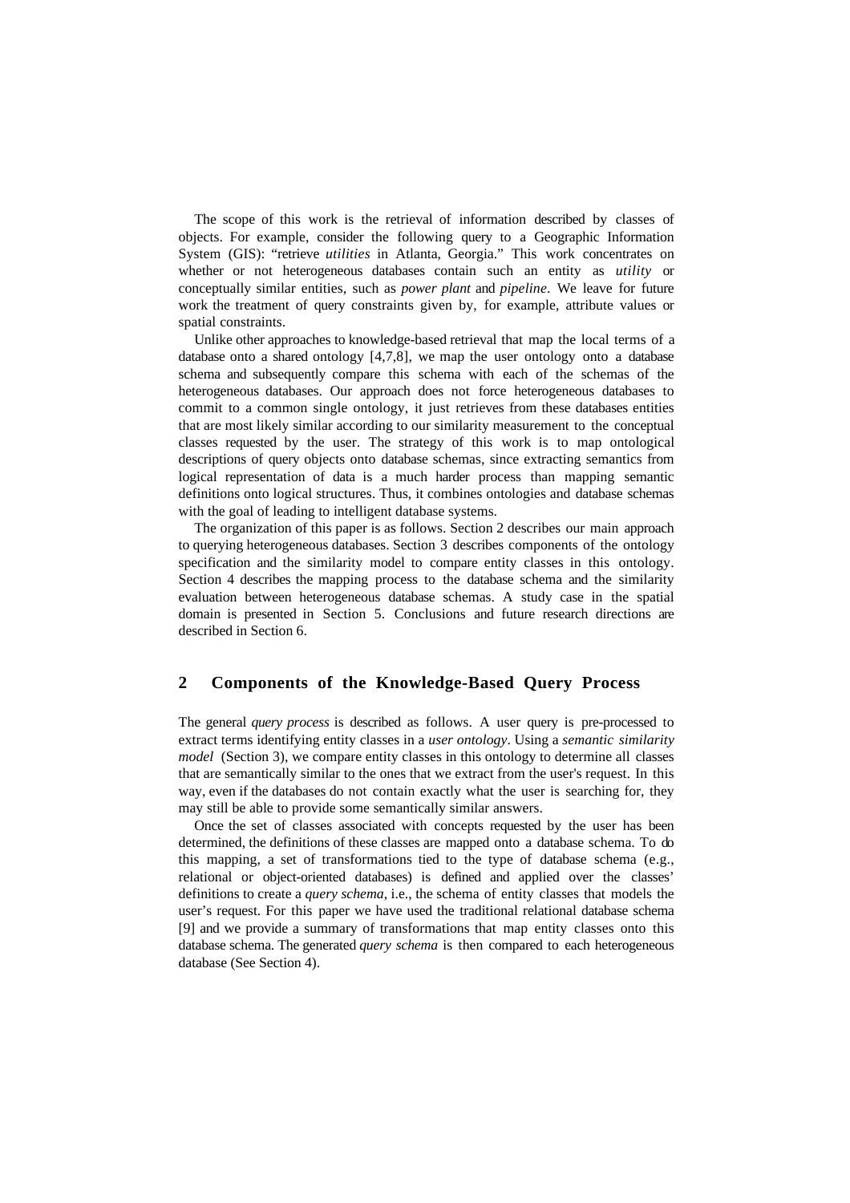The scope of this work is the retrieval of information described by classes of objects. For example, consider the following query to a Geographic Information System (GIS): "retrieve *utilities* in Atlanta, Georgia." This work concentrates on whether or not heterogeneous databases contain such an entity as *utility* or conceptually similar entities, such as *power plant* and *pipeline*. We leave for future work the treatment of query constraints given by, for example, attribute values or spatial constraints.

Unlike other approaches to knowledge-based retrieval that map the local terms of a database onto a shared ontology [4,7,8], we map the user ontology onto a database schema and subsequently compare this schema with each of the schemas of the heterogeneous databases. Our approach does not force heterogeneous databases to commit to a common single ontology, it just retrieves from these databases entities that are most likely similar according to our similarity measurement to the conceptual classes requested by the user. The strategy of this work is to map ontological descriptions of query objects onto database schemas, since extracting semantics from logical representation of data is a much harder process than mapping semantic definitions onto logical structures. Thus, it combines ontologies and database schemas with the goal of leading to intelligent database systems.

The organization of this paper is as follows. Section 2 describes our main approach to querying heterogeneous databases. Section 3 describes components of the ontology specification and the similarity model to compare entity classes in this ontology. Section 4 describes the mapping process to the database schema and the similarity evaluation between heterogeneous database schemas. A study case in the spatial domain is presented in Section 5. Conclusions and future research directions are described in Section 6.

## 2 Components of the Knowledge-Based Query Process

The general *query process* is described as follows. A user query is pre-processed to extract terms identifying entity classes in a *user ontology*. Using a *semantic similarity model* (Section 3), we compare entity classes in this ontology to determine all classes that are semantically similar to the ones that we extract from the user's request. In this way, even if the databases do not contain exactly what the user is searching for, they may still be able to provide some semantically similar answers.

Once the set of classes associated with concepts requested by the user has been determined, the definitions of these classes are mapped onto a database schema. To do this mapping, a set of transformations tied to the type of database schema (e.g., relational or object-oriented databases) is defined and applied over the classes' definitions to create a *query schema*, i.e., the schema of entity classes that models the user's request. For this paper we have used the traditional relational database schema [9] and we provide a summary of transformations that map entity classes onto this database schema. The generated *query schema* is then compared to each heterogeneous database (See Section 4).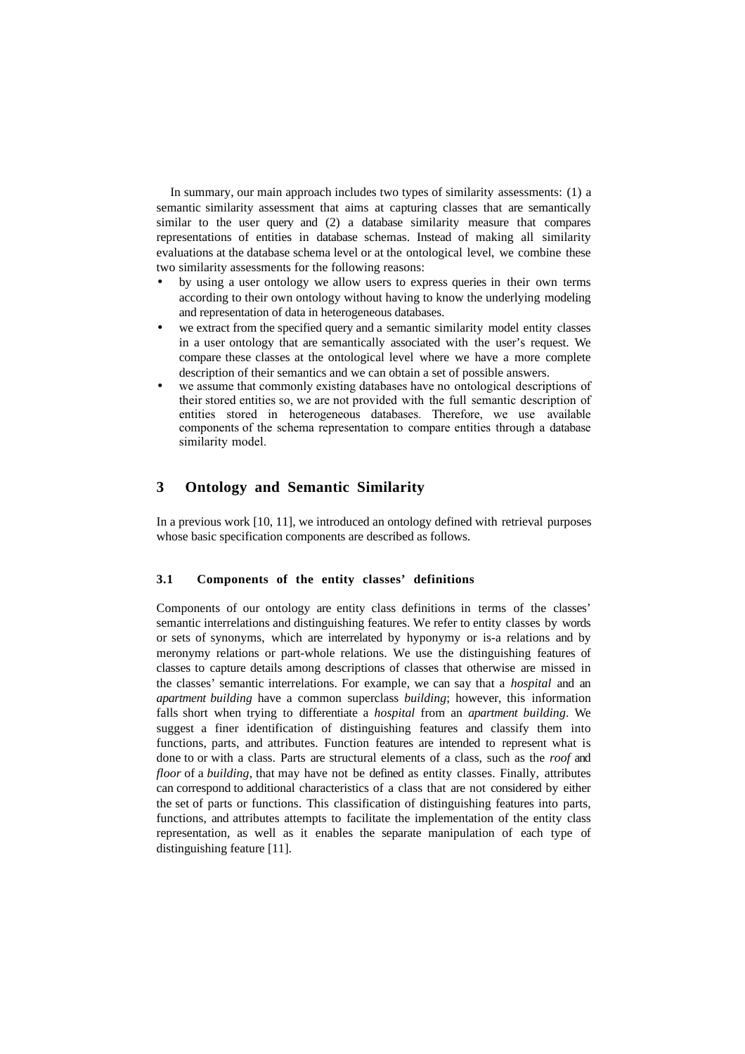In summary, our main approach includes two types of similarity assessments: (1) a semantic similarity assessment that aims at capturing classes that are semantically similar to the user query and (2) a database similarity measure that compares representations of entities in database schemas. Instead of making all similarity evaluations at the database schema level or at the ontological level, we combine these two similarity assessments for the following reasons:

- by using a user ontology we allow users to express queries in their own terms according to their own ontology without having to know the underlying modeling and representation of data in heterogeneous databases.
- we extract from the specified query and a semantic similarity model entity classes in a user ontology that are semantically associated with the user's request. We compare these classes at the ontological level where we have a more complete description of their semantics and we can obtain a set of possible answers.
- we assume that commonly existing databases have no ontological descriptions of their stored entities so, we are not provided with the full semantic description of entities stored in heterogeneous databases. Therefore, we use available components of the schema representation to compare entities through a database similarity model.

## 3 Ontology and Semantic Similarity

In a previous work [10, 11], we introduced an ontology defined with retrieval purposes whose basic specification components are described as follows.

### 3.1 Components of the entity classes' definitions

Components of our ontology are entity class definitions in terms of the classes' semantic interrelations and distinguishing features. We refer to entity classes by words or sets of synonyms, which are interrelated by hyponymy or is-a relations and by meronymy relations or part-whole relations. We use the distinguishing features of classes to capture details among descriptions of classes that otherwise are missed in the classes' semantic interrelations. For example, we can say that a *hospital* and an *apartment building* have a common superclass *building*; however, this information falls short when trying to differentiate a *hospital* from an *apartment building*. We suggest a finer identification of distinguishing features and classify them into functions, parts, and attributes. Function features are intended to represent what is done to or with a class. Parts are structural elements of a class, such as the *roof* and *floor* of a *building*, that may have not be defined as entity classes. Finally, attributes can correspond to additional characteristics of a class that are not considered by either the set of parts or functions. This classification of distinguishing features into parts, functions, and attributes attempts to facilitate the implementation of the entity class representation, as well as it enables the separate manipulation of each type of distinguishing feature [11].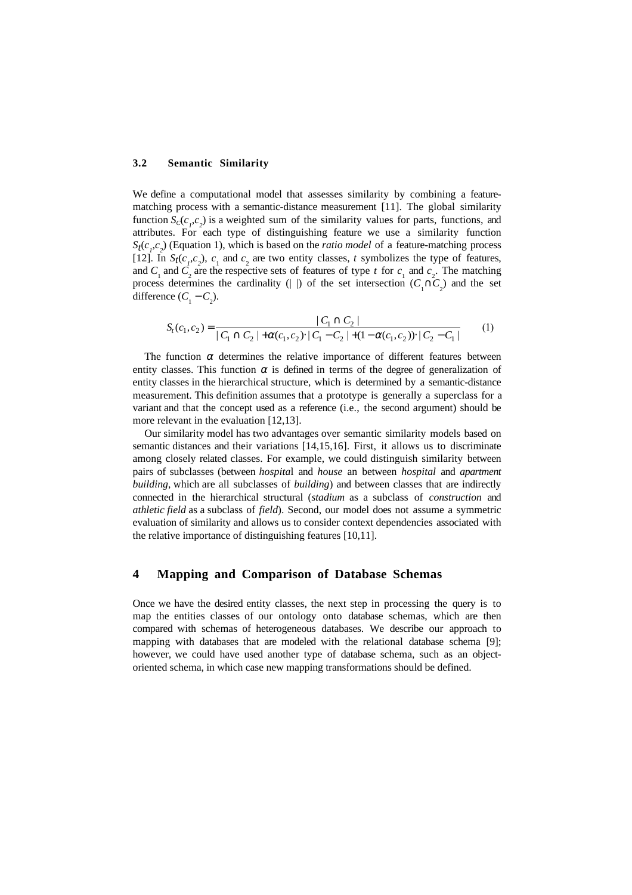### 3.2 Semantic Similarity

We define a computational model that assesses similarity by combining a feature-matching process with a semantic-distance measurement [11]. The global similarity function $S_C(c_1,c_2)$ is a weighted sum of the similarity values for parts, functions, and attributes. For each type of distinguishing feature we use a similarity function $S_t(c_1,c_2)$ (Equation 1), which is based on the *ratio model* of a feature-matching process [12]. In $S_t(c_1,c_2)$, $c_1$ and $c_2$ are two entity classes, $t$ symbolizes the type of features, and $C_1$ and $C_2$ are the respective sets of features of type $t$ for $c_1$ and $c_2$. The matching process determines the cardinality (| |) of the set intersection ($C_1 \cap C_2$) and the set difference ($C_1 - C_2$).

$$S_t(c_1,c_2) = \frac{|C_1 \cap C_2|}{|C_1 \cap C_2| + \alpha(c_1,c_2) \cdot |C_1 - C_2| + (1 - \alpha(c_1,c_2)) \cdot |C_2 - C_1|} \qquad (1)$$

The function $\alpha$ determines the relative importance of different features between entity classes. This function $\alpha$ is defined in terms of the degree of generalization of entity classes in the hierarchical structure, which is determined by a semantic-distance measurement. This definition assumes that a prototype is generally a superclass for a variant and that the concept used as a reference (i.e., the second argument) should be more relevant in the evaluation [12,13].

Our similarity model has two advantages over semantic similarity models based on semantic distances and their variations [14,15,16]. First, it allows us to discriminate among closely related classes. For example, we could distinguish similarity between pairs of subclasses (between *hospital* and *house* an between *hospital* and *apartment building*, which are all subclasses of *building*) and between classes that are indirectly connected in the hierarchical structural (*stadium* as a subclass of *construction* and *athletic field* as a subclass of *field*). Second, our model does not assume a symmetric evaluation of similarity and allows us to consider context dependencies associated with the relative importance of distinguishing features [10,11].

# 4 Mapping and Comparison of Database Schemas

Once we have the desired entity classes, the next step in processing the query is to map the entities classes of our ontology onto database schemas, which are then compared with schemas of heterogeneous databases. We describe our approach to mapping with databases that are modeled with the relational database schema [9]; however, we could have used another type of database schema, such as an object-oriented schema, in which case new mapping transformations should be defined.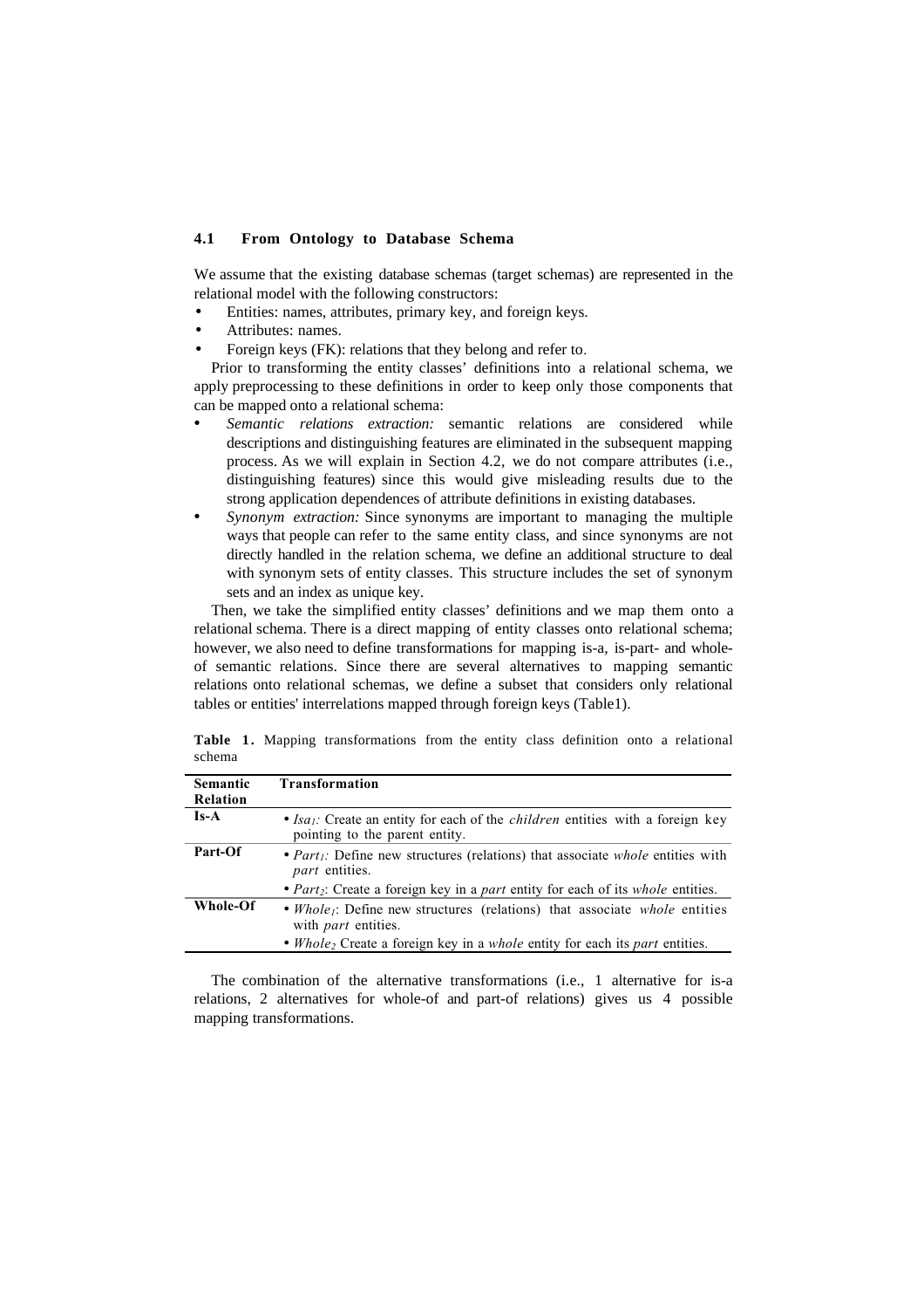### 4.1 From Ontology to Database Schema

We assume that the existing database schemas (target schemas) are represented in the relational model with the following constructors:

- Entities: names, attributes, primary key, and foreign keys.
- Attributes: names.
- Foreign keys (FK): relations that they belong and refer to.

Prior to transforming the entity classes' definitions into a relational schema, we apply preprocessing to these definitions in order to keep only those components that can be mapped onto a relational schema:

- *Semantic relations extraction:* semantic relations are considered while descriptions and distinguishing features are eliminated in the subsequent mapping process. As we will explain in Section 4.2, we do not compare attributes (i.e., distinguishing features) since this would give misleading results due to the strong application dependences of attribute definitions in existing databases.
- *Synonym extraction:* Since synonyms are important to managing the multiple ways that people can refer to the same entity class, and since synonyms are not directly handled in the relation schema, we define an additional structure to deal with synonym sets of entity classes. This structure includes the set of synonym sets and an index as unique key.

Then, we take the simplified entity classes' definitions and we map them onto a relational schema. There is a direct mapping of entity classes onto relational schema; however, we also need to define transformations for mapping is-a, is-part- and whole-of semantic relations. Since there are several alternatives to mapping semantic relations onto relational schemas, we define a subset that considers only relational tables or entities' interrelations mapped through foreign keys (Table1).

**Table 1.** Mapping transformations from the entity class definition onto a relational schema

| Semantic Relation | Transformation |
|---|---|
| **Is-A** | • $Isa_1$: Create an entity for each of the *children* entities with a foreign key pointing to the parent entity. |
| **Part-Of** | • $Part_1$: Define new structures (relations) that associate *whole* entities with *part* entities. |
| | • $Part_2$: Create a foreign key in a *part* entity for each of its *whole* entities. |
| **Whole-Of** | • $Whole_1$: Define new structures (relations) that associate *whole* entities with *part* entities. |
| | • $Whole_2$ Create a foreign key in a *whole* entity for each its *part* entities. |

The combination of the alternative transformations (i.e., 1 alternative for is-a relations, 2 alternatives for whole-of and part-of relations) gives us 4 possible mapping transformations.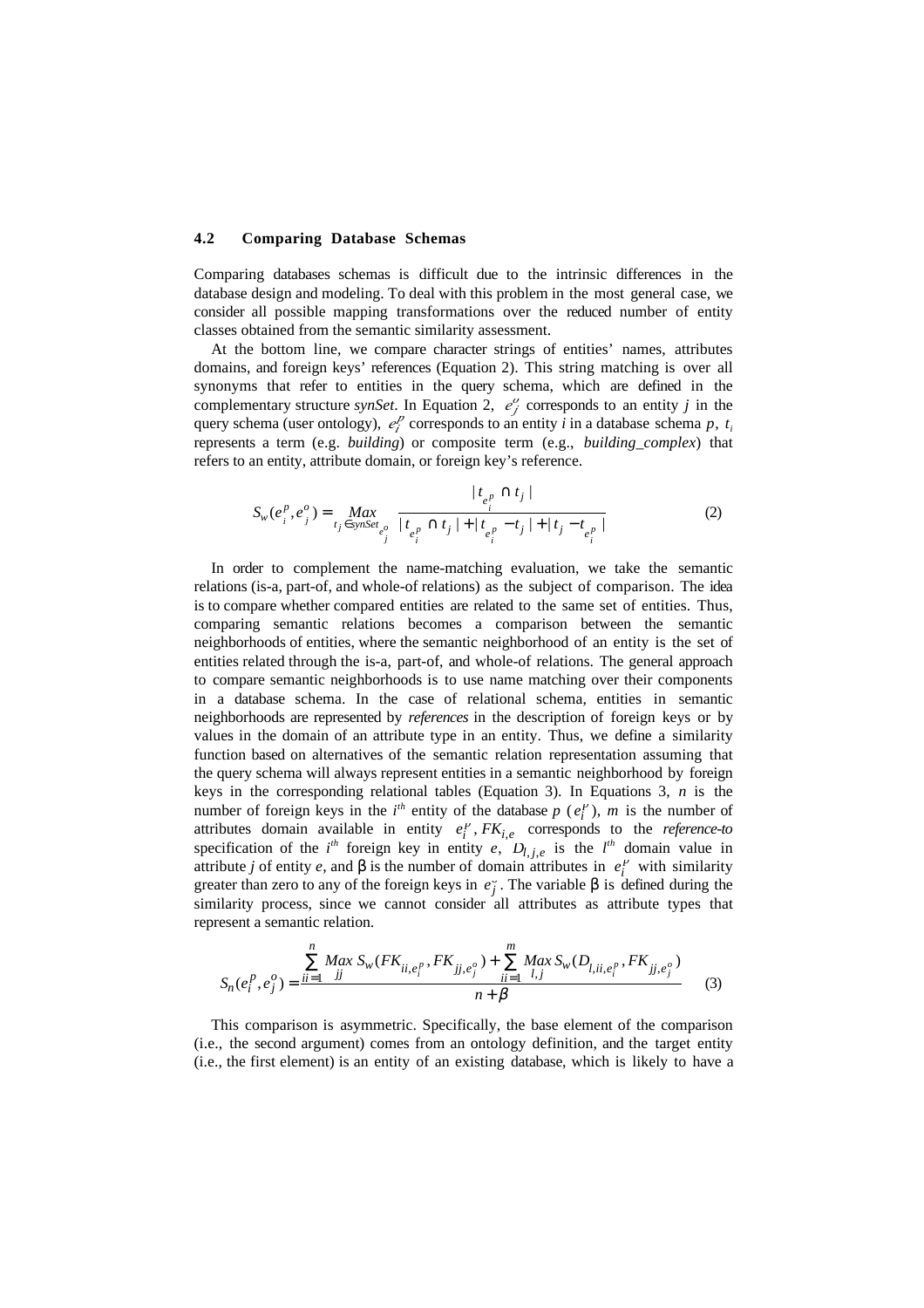### 4.2 Comparing Database Schemas

Comparing databases schemas is difficult due to the intrinsic differences in the database design and modeling. To deal with this problem in the most general case, we consider all possible mapping transformations over the reduced number of entity classes obtained from the semantic similarity assessment.

At the bottom line, we compare character strings of entities' names, attributes domains, and foreign keys' references (Equation 2). This string matching is over all synonyms that refer to entities in the query schema, which are defined in the complementary structure *synSet*. In Equation 2, $e_j^o$ corresponds to an entity $j$ in the query schema (user ontology), $e_i^p$ corresponds to an entity $i$ in a database schema $p$, $t_i$ represents a term (e.g. *building*) or composite term (e.g., *building_complex*) that refers to an entity, attribute domain, or foreign key's reference.

$$S_w(e_i^p, e_j^o) = \underset{t_j \in synSet_{e_j^o}}{Max} \frac{|t_{e_i^p} \cap t_j|}{|t_{e_i^p} \cap t_j| + |t_{e_i^p} - t_j| + |t_j - t_{e_i^p}|} \tag{2}$$

In order to complement the name-matching evaluation, we take the semantic relations (is-a, part-of, and whole-of relations) as the subject of comparison. The idea is to compare whether compared entities are related to the same set of entities. Thus, comparing semantic relations becomes a comparison between the semantic neighborhoods of entities, where the semantic neighborhood of an entity is the set of entities related through the is-a, part-of, and whole-of relations. The general approach to compare semantic neighborhoods is to use name matching over their components in a database schema. In the case of relational schema, entities in semantic neighborhoods are represented by *references* in the description of foreign keys or by values in the domain of an attribute type in an entity. Thus, we define a similarity function based on alternatives of the semantic relation representation assuming that the query schema will always represent entities in a semantic neighborhood by foreign keys in the corresponding relational tables (Equation 3). In Equations 3, $n$ is the number of foreign keys in the $i^{th}$ entity of the database $p$ ($e_i^p$), $m$ is the number of attributes domain available in entity $e_i^p$, $FK_{i,e}$ corresponds to the *reference-to* specification of the $i^{th}$ foreign key in entity $e$, $D_{l,j,e}$ is the $l^{th}$ domain value in attribute $j$ of entity $e$, and $\beta$ is the number of domain attributes in $e_i^p$ with similarity greater than zero to any of the foreign keys in $e_j^o$. The variable $\beta$ is defined during the similarity process, since we cannot consider all attributes as attribute types that represent a semantic relation.

$$S_n(e_i^p, e_j^o) = \frac{\sum_{ii=1}^{n} \underset{jj}{Max}\, S_w(FK_{ii,e_i^p}, FK_{jj,e_j^o}) + \sum_{ii=1}^{m} \underset{l,j}{Max}\, S_w(D_{l,ii,e_i^p}, FK_{jj,e_j^o})}{n + \beta} \tag{3}$$

This comparison is asymmetric. Specifically, the base element of the comparison (i.e., the second argument) comes from an ontology definition, and the target entity (i.e., the first element) is an entity of an existing database, which is likely to have a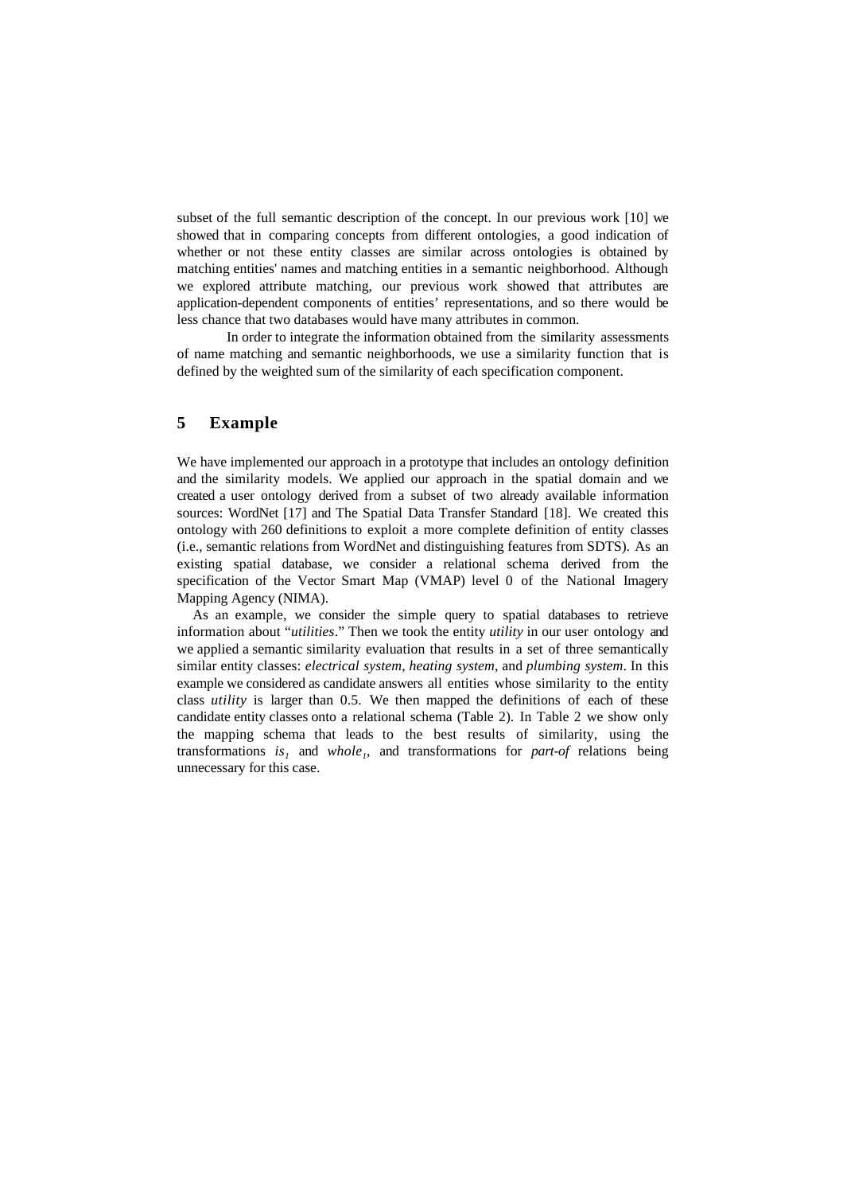subset of the full semantic description of the concept. In our previous work [10] we showed that in comparing concepts from different ontologies, a good indication of whether or not these entity classes are similar across ontologies is obtained by matching entities' names and matching entities in a semantic neighborhood. Although we explored attribute matching, our previous work showed that attributes are application-dependent components of entities' representations, and so there would be less chance that two databases would have many attributes in common.

In order to integrate the information obtained from the similarity assessments of name matching and semantic neighborhoods, we use a similarity function that is defined by the weighted sum of the similarity of each specification component.

## 5 Example

We have implemented our approach in a prototype that includes an ontology definition and the similarity models. We applied our approach in the spatial domain and we created a user ontology derived from a subset of two already available information sources: WordNet [17] and The Spatial Data Transfer Standard [18]. We created this ontology with 260 definitions to exploit a more complete definition of entity classes (i.e., semantic relations from WordNet and distinguishing features from SDTS). As an existing spatial database, we consider a relational schema derived from the specification of the Vector Smart Map (VMAP) level 0 of the National Imagery Mapping Agency (NIMA).

As an example, we consider the simple query to spatial databases to retrieve information about "*utilities*." Then we took the entity *utility* in our user ontology and we applied a semantic similarity evaluation that results in a set of three semantically similar entity classes: *electrical system*, *heating system*, and *plumbing system*. In this example we considered as candidate answers all entities whose similarity to the entity class *utility* is larger than 0.5. We then mapped the definitions of each of these candidate entity classes onto a relational schema (Table 2). In Table 2 we show only the mapping schema that leads to the best results of similarity, using the transformations $is_1$ and $whole_1$, and transformations for *part-of* relations being unnecessary for this case.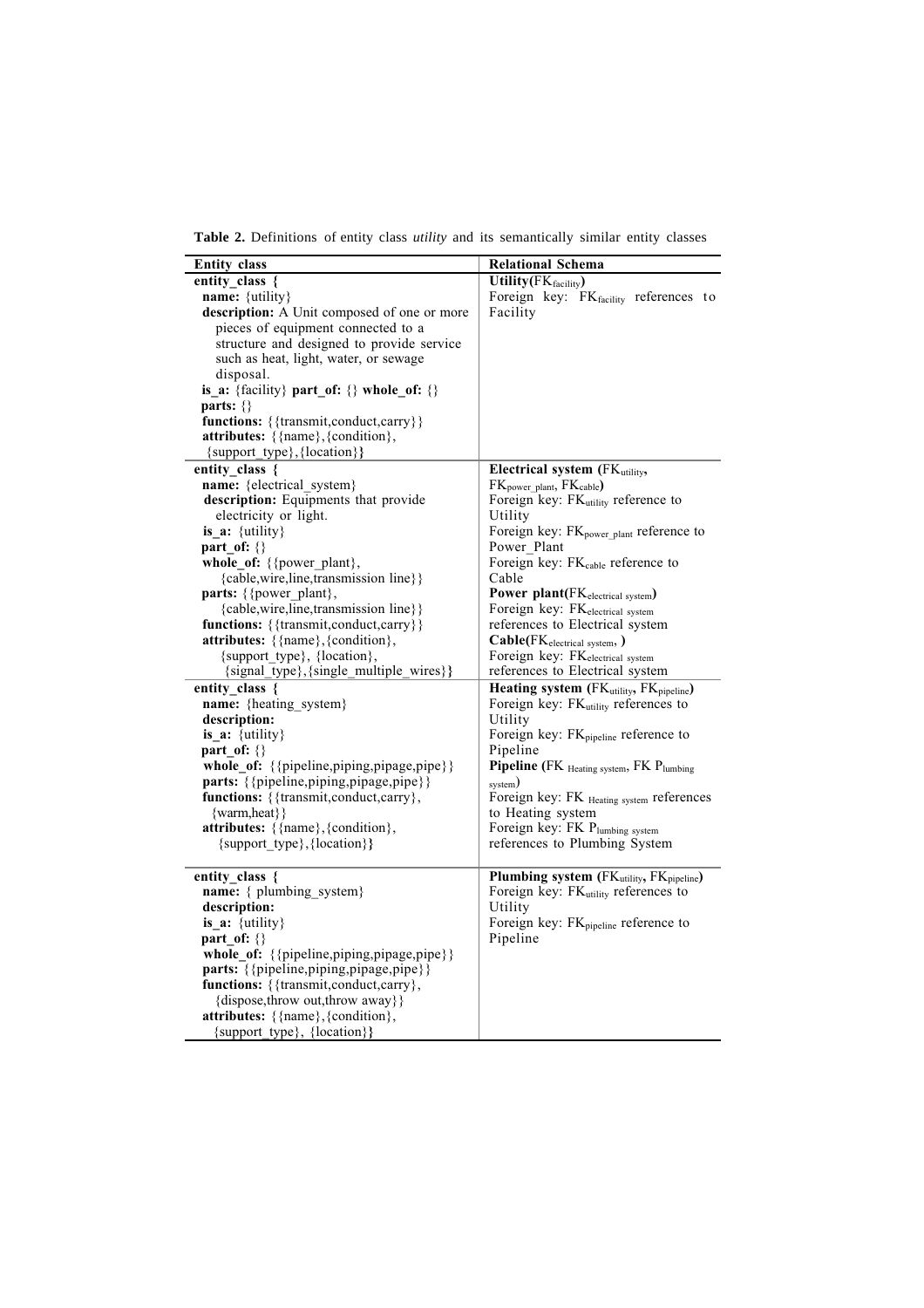**Table 2.** Definitions of entity class *utility* and its semantically similar entity classes

| Entity class | Relational Schema |
|---|---|
| **entity_class {** <br> **name:** {utility} <br> **description:** A Unit composed of one or more pieces of equipment connected to a structure and designed to provide service such as heat, light, water, or sewage disposal. <br> **is_a:** {facility} **part_of:** {} **whole_of:** {} <br> **parts:** {} <br> **functions:** {{transmit,conduct,carry}} <br> **attributes:** {{name},{condition}, {support_type},{location}**}** | **Utility(** $FK_{facility}$ **)** <br> Foreign key: $FK_{facility}$ references to Facility |
| **entity_class {** <br> **name:** {electrical_system} <br> **description:** Equipments that provide electricity or light. <br> **is_a:** {utility} <br> **part_of:** {} <br> **whole_of:** {{power_plant}, {cable,wire,line,transmission line}} <br> **parts:** {{power_plant}, {cable,wire,line,transmission line}} <br> **functions:** {{transmit,conduct,carry}} <br> **attributes:** {{name},{condition}, {support_type}, {location}, {signal_type},{single_multiple_wires}**}** | **Electrical system (** $FK_{utility}$, $FK_{power\_plant}$, $FK_{cable}$ **)** <br> Foreign key: $FK_{utility}$ reference to Utility <br> Foreign key: $FK_{power\_plant}$ reference to Power_Plant <br> Foreign key: $FK_{cable}$ reference to Cable <br> **Power plant(** $FK_{electrical\ system}$ **)** <br> Foreign key: $FK_{electrical\ system}$ references to Electrical system <br> **Cable(** $FK_{electrical\ system}$, **)** <br> Foreign key: $FK_{electrical\ system}$ references to Electrical system |
| **entity_class {** <br> **name:** {heating_system} <br> **description:** <br> **is_a:** {utility} <br> **part_of:** {} <br> **whole_of:** {{pipeline,piping,pipage,pipe}} <br> **parts:** {{pipeline,piping,pipage,pipe}} <br> **functions:** {{transmit,conduct,carry}, {warm,heat}} <br> **attributes:** {{name},{condition}, {support_type},{location}**}** | **Heating system (** $FK_{utility}$, $FK_{pipeline}$ **)** <br> Foreign key: $FK_{utility}$ references to Utility <br> Foreign key: $FK_{pipeline}$ reference to Pipeline <br> **Pipeline (** $FK_{Heating\ system}$, $FK\ P_{lumbing\ system}$ **)** <br> Foreign key: $FK_{Heating\ system}$ references to Heating system <br> Foreign key: $FK\ P_{lumbing\ system}$ references to Plumbing System |
| **entity_class {** <br> **name:** { plumbing_system} <br> **description:** <br> **is_a:** {utility} <br> **part_of:** {} <br> **whole_of:** {{pipeline,piping,pipage,pipe}} <br> **parts:** {{pipeline,piping,pipage,pipe}} <br> **functions:** {{transmit,conduct,carry}, {dispose,throw out,throw away}} <br> **attributes:** {{name},{condition}, {support_type}, {location}**}** | **Plumbing system (** $FK_{utility}$, $FK_{pipeline}$ **)** <br> Foreign key: $FK_{utility}$ references to Utility <br> Foreign key: $FK_{pipeline}$ reference to Pipeline |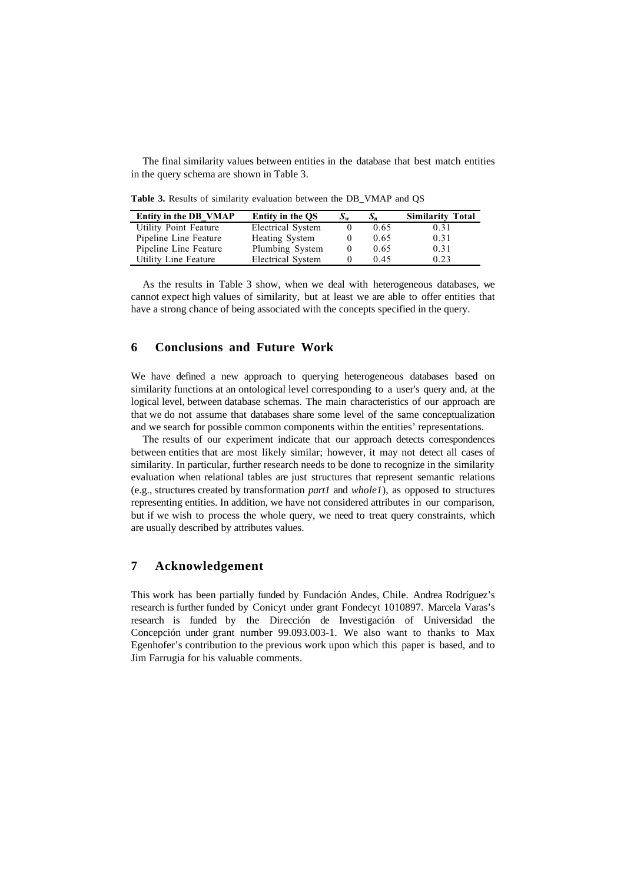The final similarity values between entities in the database that best match entities in the query schema are shown in Table 3.

**Table 3.** Results of similarity evaluation between the DB_VMAP and QS

| Entity in the DB_VMAP | Entity in the QS | $S_w$ | $S_n$ | Similarity Total |
|---|---|---|---|---|
| Utility Point Feature | Electrical System | 0 | 0.65 | 0.31 |
| Pipeline Line Feature | Heating System | 0 | 0.65 | 0.31 |
| Pipeline Line Feature | Plumbing System | 0 | 0.65 | 0.31 |
| Utility Line Feature | Electrical System | 0 | 0.45 | 0.23 |

As the results in Table 3 show, when we deal with heterogeneous databases, we cannot expect high values of similarity, but at least we are able to offer entities that have a strong chance of being associated with the concepts specified in the query.

## 6 Conclusions and Future Work

We have defined a new approach to querying heterogeneous databases based on similarity functions at an ontological level corresponding to a user's query and, at the logical level, between database schemas. The main characteristics of our approach are that we do not assume that databases share some level of the same conceptualization and we search for possible common components within the entities' representations.

The results of our experiment indicate that our approach detects correspondences between entities that are most likely similar; however, it may not detect all cases of similarity. In particular, further research needs to be done to recognize in the similarity evaluation when relational tables are just structures that represent semantic relations (e.g., structures created by transformation *part1* and *whole1*), as opposed to structures representing entities. In addition, we have not considered attributes in our comparison, but if we wish to process the whole query, we need to treat query constraints, which are usually described by attributes values.

## 7 Acknowledgement

This work has been partially funded by Fundación Andes, Chile. Andrea Rodríguez's research is further funded by Conicyt under grant Fondecyt 1010897. Marcela Varas's research is funded by the Dirección de Investigación of Universidad the Concepción under grant number 99.093.003-1. We also want to thanks to Max Egenhofer's contribution to the previous work upon which this paper is based, and to Jim Farrugia for his valuable comments.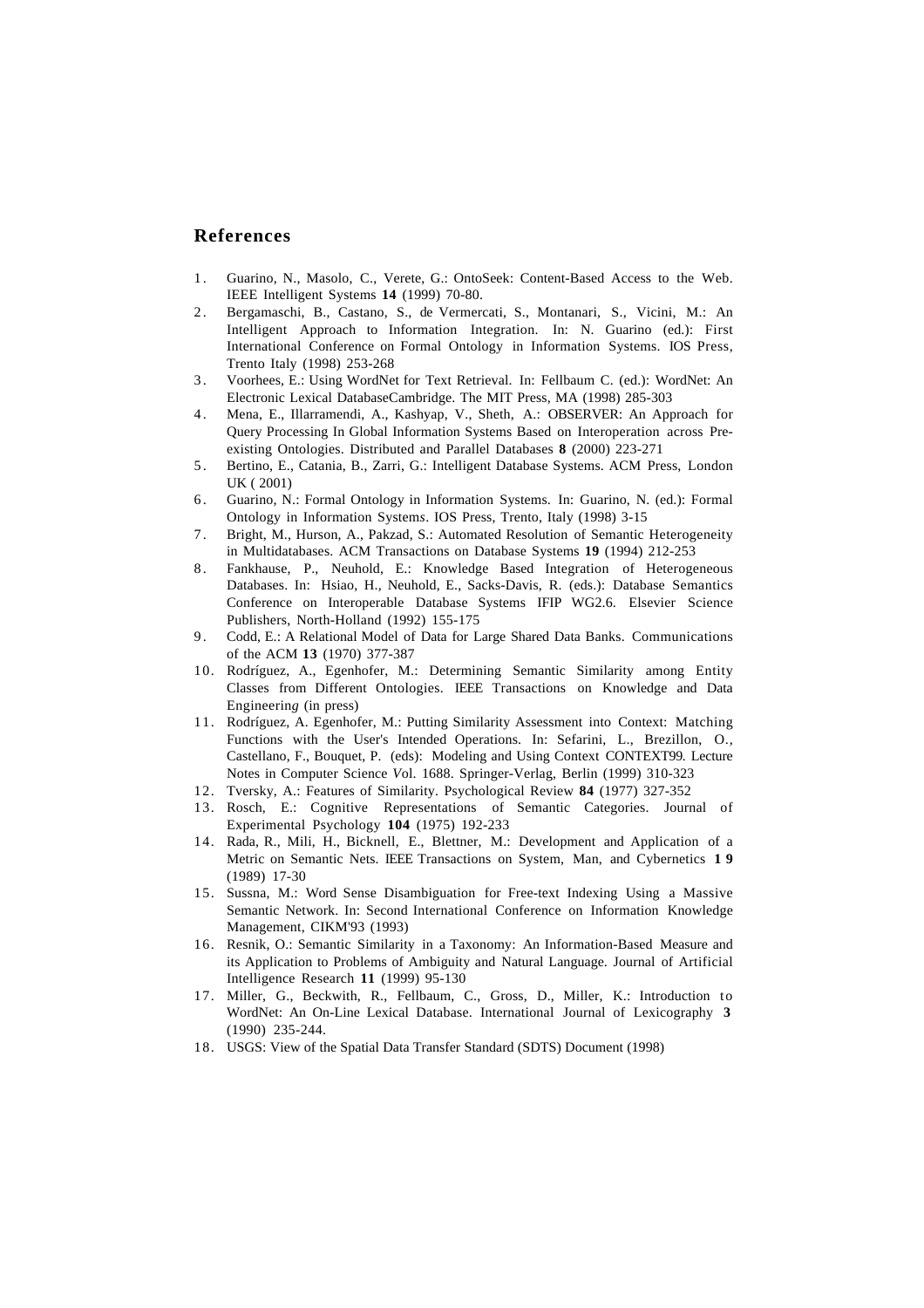## References

1. Guarino, N., Masolo, C., Verete, G.: OntoSeek: Content-Based Access to the Web. IEEE Intelligent Systems **14** (1999) 70-80.
2. Bergamaschi, B., Castano, S., de Vermercati, S., Montanari, S., Vicini, M.: An Intelligent Approach to Information Integration. In: N. Guarino (ed.): First International Conference on Formal Ontology in Information Systems. IOS Press, Trento Italy (1998) 253-268
3. Voorhees, E.: Using WordNet for Text Retrieval. In: Fellbaum C. (ed.): WordNet: An Electronic Lexical DatabaseCambridge. The MIT Press, MA (1998) 285-303
4. Mena, E., Illarramendi, A., Kashyap, V., Sheth, A.: OBSERVER: An Approach for Query Processing In Global Information Systems Based on Interoperation across Pre-existing Ontologies. Distributed and Parallel Databases **8** (2000) 223-271
5. Bertino, E., Catania, B., Zarri, G.: Intelligent Database Systems. ACM Press, London UK ( 2001)
6. Guarino, N.: Formal Ontology in Information Systems. In: Guarino, N. (ed.): Formal Ontology in Information Systems. IOS Press, Trento, Italy (1998) 3-15
7. Bright, M., Hurson, A., Pakzad, S.: Automated Resolution of Semantic Heterogeneity in Multidatabases. ACM Transactions on Database Systems **19** (1994) 212-253
8. Fankhause, P., Neuhold, E.: Knowledge Based Integration of Heterogeneous Databases. In: Hsiao, H., Neuhold, E., Sacks-Davis, R. (eds.): Database Semantics Conference on Interoperable Database Systems IFIP WG2.6. Elsevier Science Publishers, North-Holland (1992) 155-175
9. Codd, E.: A Relational Model of Data for Large Shared Data Banks. Communications of the ACM **13** (1970) 377-387
10. Rodríguez, A., Egenhofer, M.: Determining Semantic Similarity among Entity Classes from Different Ontologies. IEEE Transactions on Knowledge and Data Engineering (in press)
11. Rodríguez, A. Egenhofer, M.: Putting Similarity Assessment into Context: Matching Functions with the User's Intended Operations. In: Sefarini, L., Brezillon, O., Castellano, F., Bouquet, P. (eds): Modeling and Using Context CONTEXT99. Lecture Notes in Computer Science Vol. 1688. Springer-Verlag, Berlin (1999) 310-323
12. Tversky, A.: Features of Similarity. Psychological Review **84** (1977) 327-352
13. Rosch, E.: Cognitive Representations of Semantic Categories. Journal of Experimental Psychology **104** (1975) 192-233
14. Rada, R., Mili, H., Bicknell, E., Blettner, M.: Development and Application of a Metric on Semantic Nets. IEEE Transactions on System, Man, and Cybernetics **19** (1989) 17-30
15. Sussna, M.: Word Sense Disambiguation for Free-text Indexing Using a Massive Semantic Network. In: Second International Conference on Information Knowledge Management, CIKM'93 (1993)
16. Resnik, O.: Semantic Similarity in a Taxonomy: An Information-Based Measure and its Application to Problems of Ambiguity and Natural Language. Journal of Artificial Intelligence Research **11** (1999) 95-130
17. Miller, G., Beckwith, R., Fellbaum, C., Gross, D., Miller, K.: Introduction to WordNet: An On-Line Lexical Database. International Journal of Lexicography **3** (1990) 235-244.
18. USGS: View of the Spatial Data Transfer Standard (SDTS) Document (1998)